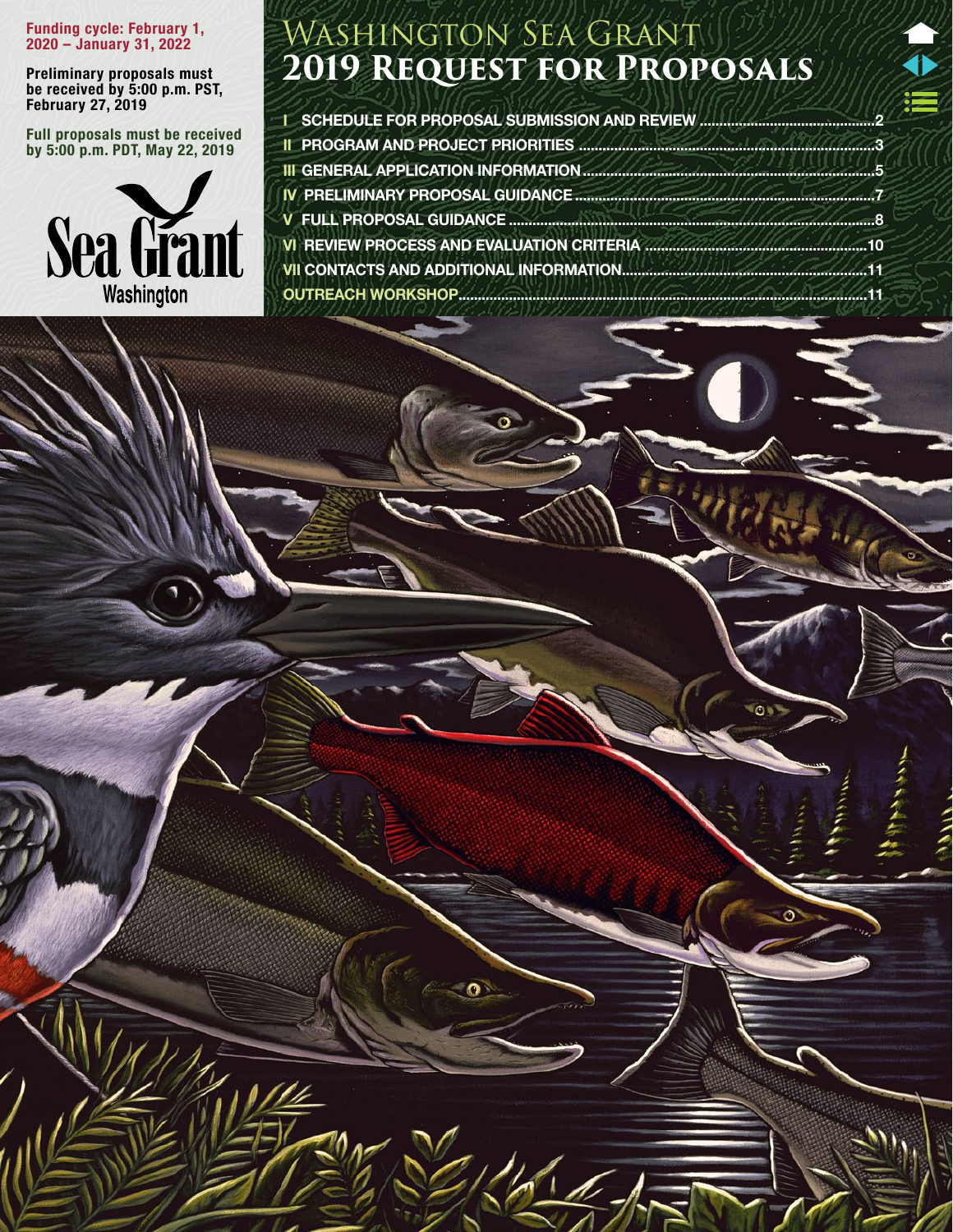**Funding cycle: February 1, 2020 – January 31, 2022**

**Preliminary proposals must be received by 5:00 p.m. PST, February 27, 2019**

**Full proposals must be received by 5:00 p.m. PDT, May 22, 2019**

Sea Grant Washington

# Washington Sea Grant 2019 Request for Proposals

- I SCHEDULE FOR PROPOSAL SUBMISSION AND REVIEW ....2
- II PROGRAM AND PROJECT PRIORITIES ....3
- III GENERAL APPLICATION INFORMATION ....5
- IV PRELIMINARY PROPOSAL GUIDANCE ....7
- V FULL PROPOSAL GUIDANCE ....8
- VI REVIEW PROCESS AND EVALUATION CRITERIA ....10
- VII CONTACTS AND ADDITIONAL INFORMATION ....11
- OUTREACH WORKSHOP ....11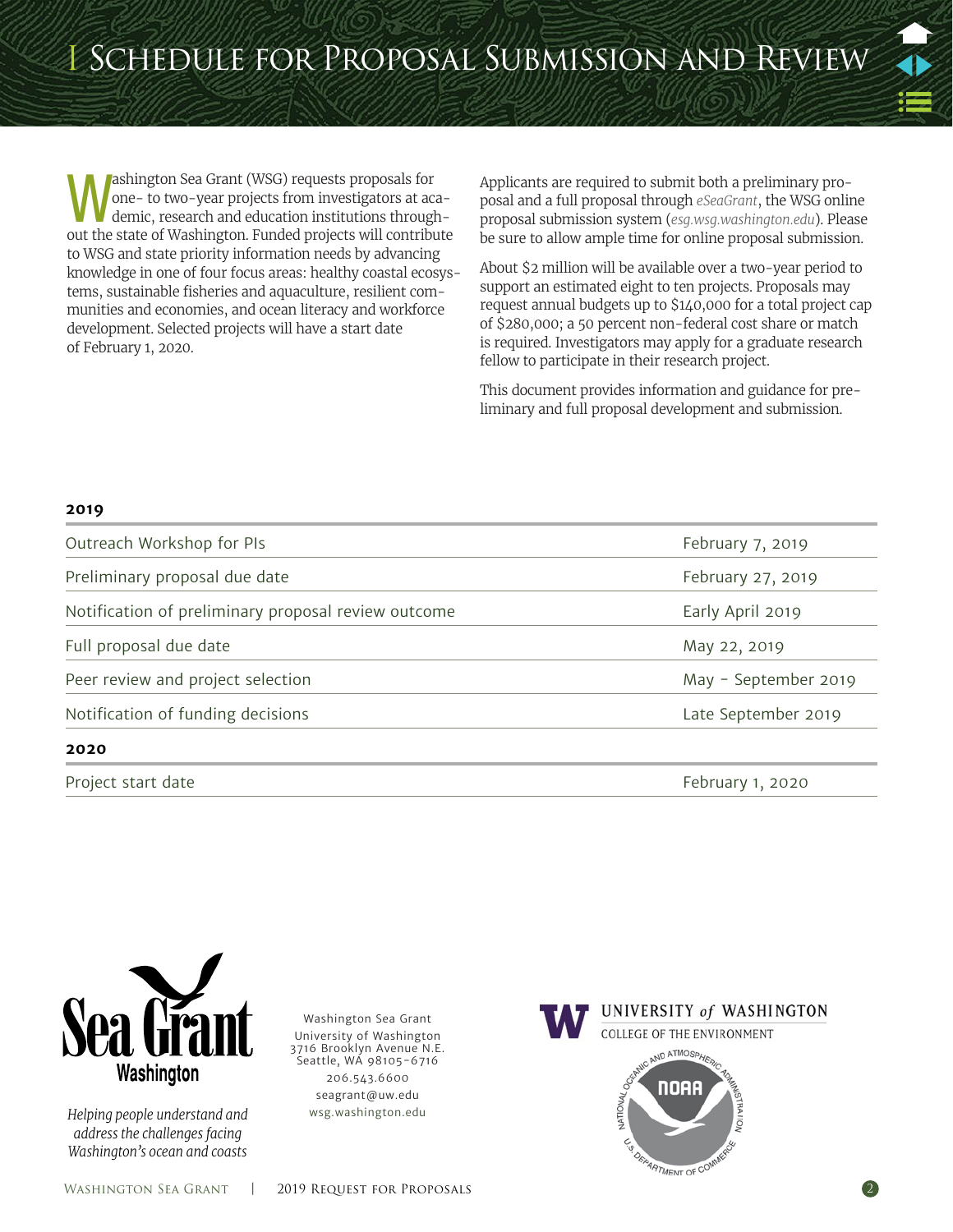# I Schedule for Proposal Submission and Review

Washington Sea Grant (WSG) requests proposals for one- to two-year projects from investigators at academic, research and education institutions throughout the state of Washington. Funded projects will contribute to WSG and state priority information needs by advancing knowledge in one of four focus areas: healthy coastal ecosystems, sustainable fisheries and aquaculture, resilient communities and economies, and ocean literacy and workforce development. Selected projects will have a start date of February 1, 2020.

Applicants are required to submit both a preliminary proposal and a full proposal through *eSeaGrant*, the WSG online proposal submission system (*esg.wsg.washington.edu*). Please be sure to allow ample time for online proposal submission.

About $2 million will be available over a two-year period to support an estimated eight to ten projects. Proposals may request annual budgets up to $140,000 for a total project cap of $280,000; a 50 percent non-federal cost share or match is required. Investigators may apply for a graduate research fellow to participate in their research project.

This document provides information and guidance for preliminary and full proposal development and submission.

| **2019** | |
|---|---|
| Outreach Workshop for PIs | February 7, 2019 |
| Preliminary proposal due date | February 27, 2019 |
| Notification of preliminary proposal review outcome | Early April 2019 |
| Full proposal due date | May 22, 2019 |
| Peer review and project selection | May - September 2019 |
| Notification of funding decisions | Late September 2019 |
| **2020** | |
| Project start date | February 1, 2020 |

Sea Grant Washington

*Helping people understand and address the challenges facing Washington's ocean and coasts*

Washington Sea Grant
University of Washington
3716 Brooklyn Avenue N.E.
Seattle, WA 98105-6716
206.543.6600
seagrant@uw.edu
wsg.washington.edu

University of Washington
College of the Environment

National Oceanic and Atmospheric Administration, U.S. Department of Commerce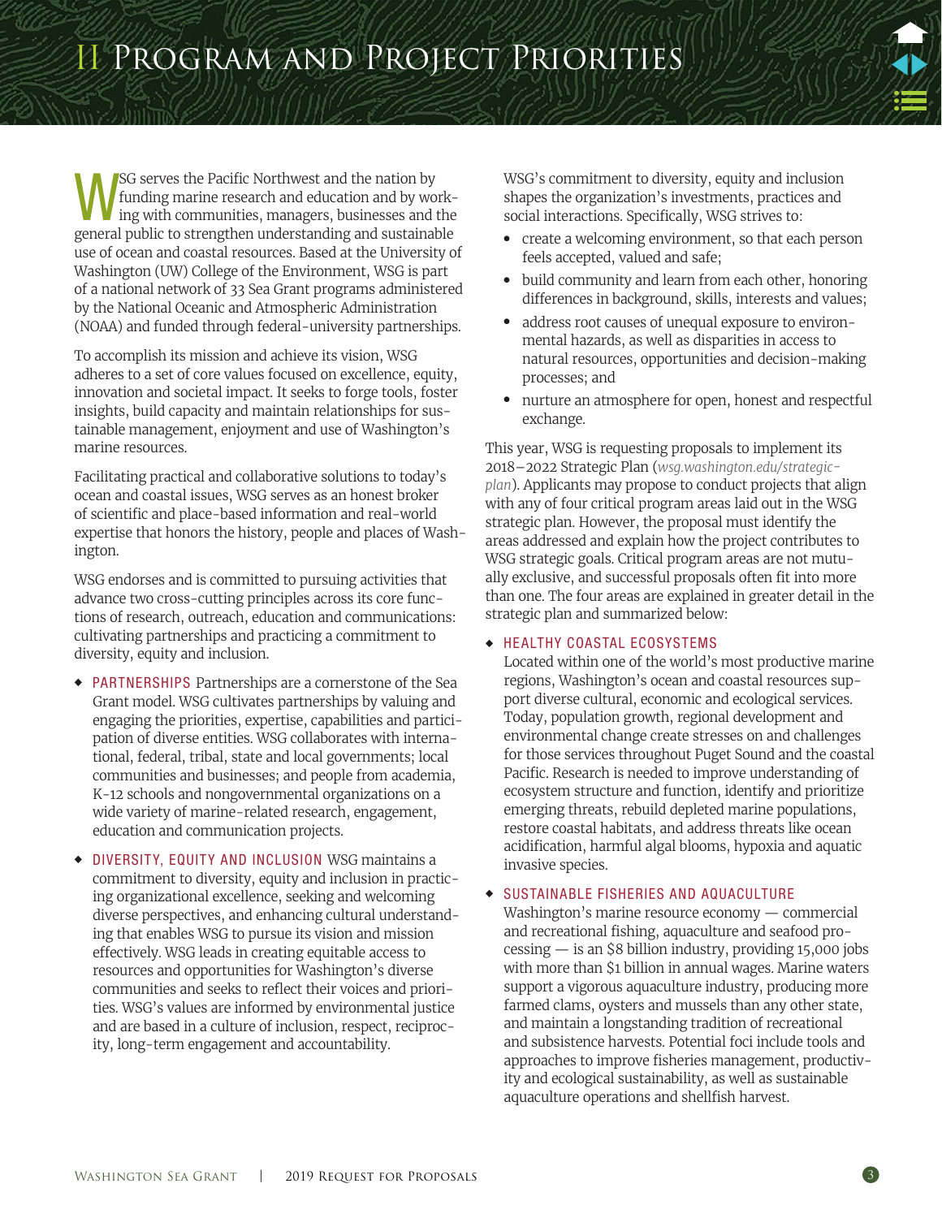# II Program and Project Priorities

WSG serves the Pacific Northwest and the nation by funding marine research and education and by working with communities, managers, businesses and the general public to strengthen understanding and sustainable use of ocean and coastal resources. Based at the University of Washington (UW) College of the Environment, WSG is part of a national network of 33 Sea Grant programs administered by the National Oceanic and Atmospheric Administration (NOAA) and funded through federal-university partnerships.

To accomplish its mission and achieve its vision, WSG adheres to a set of core values focused on excellence, equity, innovation and societal impact. It seeks to forge tools, foster insights, build capacity and maintain relationships for sustainable management, enjoyment and use of Washington's marine resources.

Facilitating practical and collaborative solutions to today's ocean and coastal issues, WSG serves as an honest broker of scientific and place-based information and real-world expertise that honors the history, people and places of Washington.

WSG endorses and is committed to pursuing activities that advance two cross-cutting principles across its core functions of research, outreach, education and communications: cultivating partnerships and practicing a commitment to diversity, equity and inclusion.

- **PARTNERSHIPS** Partnerships are a cornerstone of the Sea Grant model. WSG cultivates partnerships by valuing and engaging the priorities, expertise, capabilities and participation of diverse entities. WSG collaborates with international, federal, tribal, state and local governments; local communities and businesses; and people from academia, K-12 schools and nongovernmental organizations on a wide variety of marine-related research, engagement, education and communication projects.
- **DIVERSITY, EQUITY AND INCLUSION** WSG maintains a commitment to diversity, equity and inclusion in practicing organizational excellence, seeking and welcoming diverse perspectives, and enhancing cultural understanding that enables WSG to pursue its vision and mission effectively. WSG leads in creating equitable access to resources and opportunities for Washington's diverse communities and seeks to reflect their voices and priorities. WSG's values are informed by environmental justice and are based in a culture of inclusion, respect, reciprocity, long-term engagement and accountability.

WSG's commitment to diversity, equity and inclusion shapes the organization's investments, practices and social interactions. Specifically, WSG strives to:

- create a welcoming environment, so that each person feels accepted, valued and safe;
- build community and learn from each other, honoring differences in background, skills, interests and values;
- address root causes of unequal exposure to environmental hazards, as well as disparities in access to natural resources, opportunities and decision-making processes; and
- nurture an atmosphere for open, honest and respectful exchange.

This year, WSG is requesting proposals to implement its 2018–2022 Strategic Plan (*wsg.washington.edu/strategic-plan*). Applicants may propose to conduct projects that align with any of four critical program areas laid out in the WSG strategic plan. However, the proposal must identify the areas addressed and explain how the project contributes to WSG strategic goals. Critical program areas are not mutually exclusive, and successful proposals often fit into more than one. The four areas are explained in greater detail in the strategic plan and summarized below:

- **HEALTHY COASTAL ECOSYSTEMS**
  Located within one of the world's most productive marine regions, Washington's ocean and coastal resources support diverse cultural, economic and ecological services. Today, population growth, regional development and environmental change create stresses on and challenges for those services throughout Puget Sound and the coastal Pacific. Research is needed to improve understanding of ecosystem structure and function, identify and prioritize emerging threats, rebuild depleted marine populations, restore coastal habitats, and address threats like ocean acidification, harmful algal blooms, hypoxia and aquatic invasive species.
- **SUSTAINABLE FISHERIES AND AQUACULTURE**
  Washington's marine resource economy — commercial and recreational fishing, aquaculture and seafood processing — is an $8 billion industry, providing 15,000 jobs with more than $1 billion in annual wages. Marine waters support a vigorous aquaculture industry, producing more farmed clams, oysters and mussels than any other state, and maintain a longstanding tradition of recreational and subsistence harvests. Potential foci include tools and approaches to improve fisheries management, productivity and ecological sustainability, as well as sustainable aquaculture operations and shellfish harvest.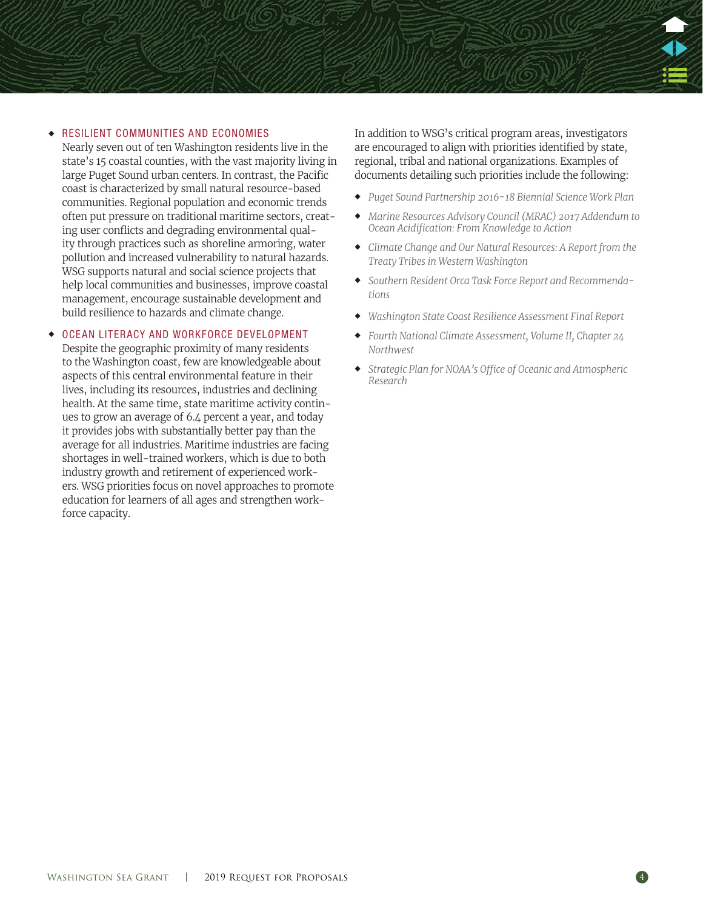- **RESILIENT COMMUNITIES AND ECONOMIES**
  Nearly seven out of ten Washington residents live in the state's 15 coastal counties, with the vast majority living in large Puget Sound urban centers. In contrast, the Pacific coast is characterized by small natural resource-based communities. Regional population and economic trends often put pressure on traditional maritime sectors, creating user conflicts and degrading environmental quality through practices such as shoreline armoring, water pollution and increased vulnerability to natural hazards. WSG supports natural and social science projects that help local communities and businesses, improve coastal management, encourage sustainable development and build resilience to hazards and climate change.

- **OCEAN LITERACY AND WORKFORCE DEVELOPMENT**
  Despite the geographic proximity of many residents to the Washington coast, few are knowledgeable about aspects of this central environmental feature in their lives, including its resources, industries and declining health. At the same time, state maritime activity continues to grow an average of 6.4 percent a year, and today it provides jobs with substantially better pay than the average for all industries. Maritime industries are facing shortages in well-trained workers, which is due to both industry growth and retirement of experienced workers. WSG priorities focus on novel approaches to promote education for learners of all ages and strengthen workforce capacity.

In addition to WSG's critical program areas, investigators are encouraged to align with priorities identified by state, regional, tribal and national organizations. Examples of documents detailing such priorities include the following:

- *Puget Sound Partnership 2016-18 Biennial Science Work Plan*
- *Marine Resources Advisory Council (MRAC) 2017 Addendum to Ocean Acidification: From Knowledge to Action*
- *Climate Change and Our Natural Resources: A Report from the Treaty Tribes in Western Washington*
- *Southern Resident Orca Task Force Report and Recommendations*
- *Washington State Coast Resilience Assessment Final Report*
- *Fourth National Climate Assessment, Volume II, Chapter 24 Northwest*
- *Strategic Plan for NOAA's Office of Oceanic and Atmospheric Research*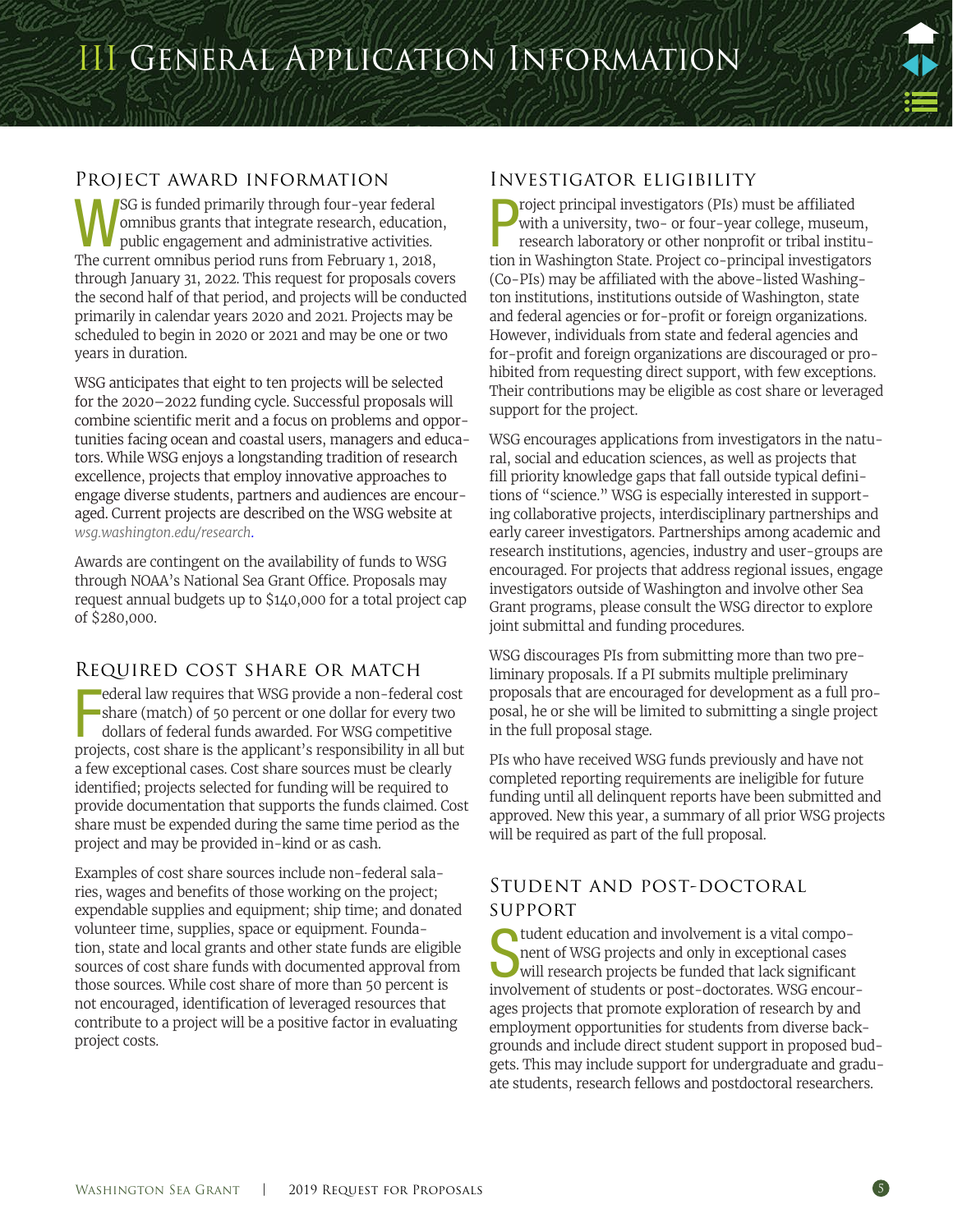# III General Application Information

## Project award information

WSG is funded primarily through four-year federal omnibus grants that integrate research, education, public engagement and administrative activities. The current omnibus period runs from February 1, 2018, through January 31, 2022. This request for proposals covers the second half of that period, and projects will be conducted primarily in calendar years 2020 and 2021. Projects may be scheduled to begin in 2020 or 2021 and may be one or two years in duration.

WSG anticipates that eight to ten projects will be selected for the 2020–2022 funding cycle. Successful proposals will combine scientific merit and a focus on problems and opportunities facing ocean and coastal users, managers and educators. While WSG enjoys a longstanding tradition of research excellence, projects that employ innovative approaches to engage diverse students, partners and audiences are encouraged. Current projects are described on the WSG website at *wsg.washington.edu/research*.

Awards are contingent on the availability of funds to WSG through NOAA's National Sea Grant Office. Proposals may request annual budgets up to $140,000 for a total project cap of $280,000.

## Required cost share or match

Federal law requires that WSG provide a non-federal cost share (match) of 50 percent or one dollar for every two dollars of federal funds awarded. For WSG competitive projects, cost share is the applicant's responsibility in all but a few exceptional cases. Cost share sources must be clearly identified; projects selected for funding will be required to provide documentation that supports the funds claimed. Cost share must be expended during the same time period as the project and may be provided in-kind or as cash.

Examples of cost share sources include non-federal salaries, wages and benefits of those working on the project; expendable supplies and equipment; ship time; and donated volunteer time, supplies, space or equipment. Foundation, state and local grants and other state funds are eligible sources of cost share funds with documented approval from those sources. While cost share of more than 50 percent is not encouraged, identification of leveraged resources that contribute to a project will be a positive factor in evaluating project costs.

## Investigator eligibility

Project principal investigators (PIs) must be affiliated with a university, two- or four-year college, museum, research laboratory or other nonprofit or tribal institution in Washington State. Project co-principal investigators (Co-PIs) may be affiliated with the above-listed Washington institutions, institutions outside of Washington, state and federal agencies or for-profit or foreign organizations. However, individuals from state and federal agencies and for-profit and foreign organizations are discouraged or prohibited from requesting direct support, with few exceptions. Their contributions may be eligible as cost share or leveraged support for the project.

WSG encourages applications from investigators in the natural, social and education sciences, as well as projects that fill priority knowledge gaps that fall outside typical definitions of "science." WSG is especially interested in supporting collaborative projects, interdisciplinary partnerships and early career investigators. Partnerships among academic and research institutions, agencies, industry and user-groups are encouraged. For projects that address regional issues, engage investigators outside of Washington and involve other Sea Grant programs, please consult the WSG director to explore joint submittal and funding procedures.

WSG discourages PIs from submitting more than two preliminary proposals. If a PI submits multiple preliminary proposals that are encouraged for development as a full proposal, he or she will be limited to submitting a single project in the full proposal stage.

PIs who have received WSG funds previously and have not completed reporting requirements are ineligible for future funding until all delinquent reports have been submitted and approved. New this year, a summary of all prior WSG projects will be required as part of the full proposal.

## Student and post-doctoral support

Student education and involvement is a vital component of WSG projects and only in exceptional cases will research projects be funded that lack significant involvement of students or post-doctorates. WSG encourages projects that promote exploration of research by and employment opportunities for students from diverse backgrounds and include direct student support in proposed budgets. This may include support for undergraduate and graduate students, research fellows and postdoctoral researchers.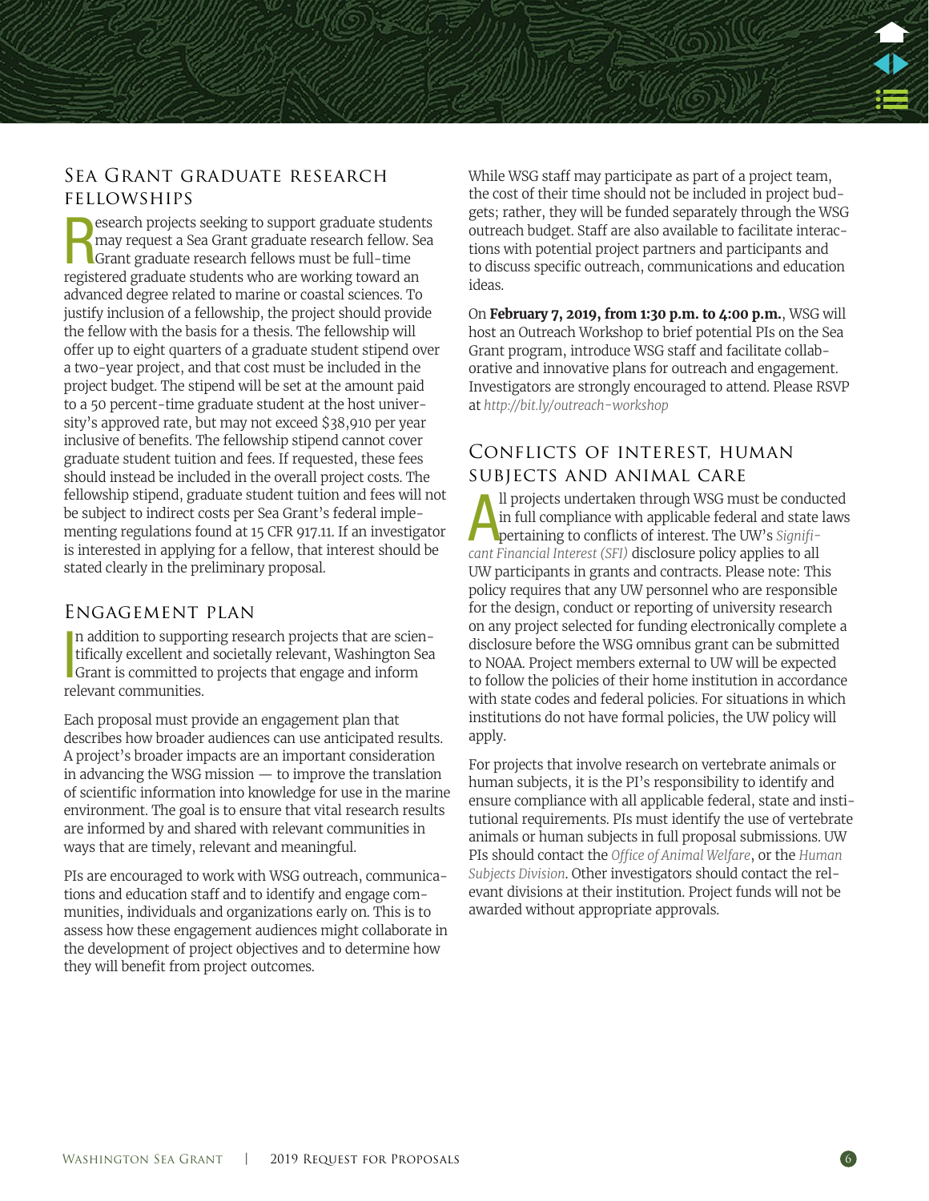## Sea Grant graduate research fellowships

Research projects seeking to support graduate students may request a Sea Grant graduate research fellow. Sea Grant graduate research fellows must be full-time registered graduate students who are working toward an advanced degree related to marine or coastal sciences. To justify inclusion of a fellowship, the project should provide the fellow with the basis for a thesis. The fellowship will offer up to eight quarters of a graduate student stipend over a two-year project, and that cost must be included in the project budget. The stipend will be set at the amount paid to a 50 percent-time graduate student at the host university's approved rate, but may not exceed $38,910 per year inclusive of benefits. The fellowship stipend cannot cover graduate student tuition and fees. If requested, these fees should instead be included in the overall project costs. The fellowship stipend, graduate student tuition and fees will not be subject to indirect costs per Sea Grant's federal implementing regulations found at 15 CFR 917.11. If an investigator is interested in applying for a fellow, that interest should be stated clearly in the preliminary proposal.

## Engagement plan

In addition to supporting research projects that are scientifically excellent and societally relevant, Washington Sea Grant is committed to projects that engage and inform relevant communities.

Each proposal must provide an engagement plan that describes how broader audiences can use anticipated results. A project's broader impacts are an important consideration in advancing the WSG mission — to improve the translation of scientific information into knowledge for use in the marine environment. The goal is to ensure that vital research results are informed by and shared with relevant communities in ways that are timely, relevant and meaningful.

PIs are encouraged to work with WSG outreach, communications and education staff and to identify and engage communities, individuals and organizations early on. This is to assess how these engagement audiences might collaborate in the development of project objectives and to determine how they will benefit from project outcomes.

While WSG staff may participate as part of a project team, the cost of their time should not be included in project budgets; rather, they will be funded separately through the WSG outreach budget. Staff are also available to facilitate interactions with potential project partners and participants and to discuss specific outreach, communications and education ideas.

On **February 7, 2019, from 1:30 p.m. to 4:00 p.m.**, WSG will host an Outreach Workshop to brief potential PIs on the Sea Grant program, introduce WSG staff and facilitate collaborative and innovative plans for outreach and engagement. Investigators are strongly encouraged to attend. Please RSVP at *http://bit.ly/outreach-workshop*

## Conflicts of interest, human subjects and animal care

All projects undertaken through WSG must be conducted in full compliance with applicable federal and state laws pertaining to conflicts of interest. The UW's *Significant Financial Interest (SFI)* disclosure policy applies to all UW participants in grants and contracts. Please note: This policy requires that any UW personnel who are responsible for the design, conduct or reporting of university research on any project selected for funding electronically complete a disclosure before the WSG omnibus grant can be submitted to NOAA. Project members external to UW will be expected to follow the policies of their home institution in accordance with state codes and federal policies. For situations in which institutions do not have formal policies, the UW policy will apply.

For projects that involve research on vertebrate animals or human subjects, it is the PI's responsibility to identify and ensure compliance with all applicable federal, state and institutional requirements. PIs must identify the use of vertebrate animals or human subjects in full proposal submissions. UW PIs should contact the *Office of Animal Welfare*, or the *Human Subjects Division*. Other investigators should contact the relevant divisions at their institution. Project funds will not be awarded without appropriate approvals.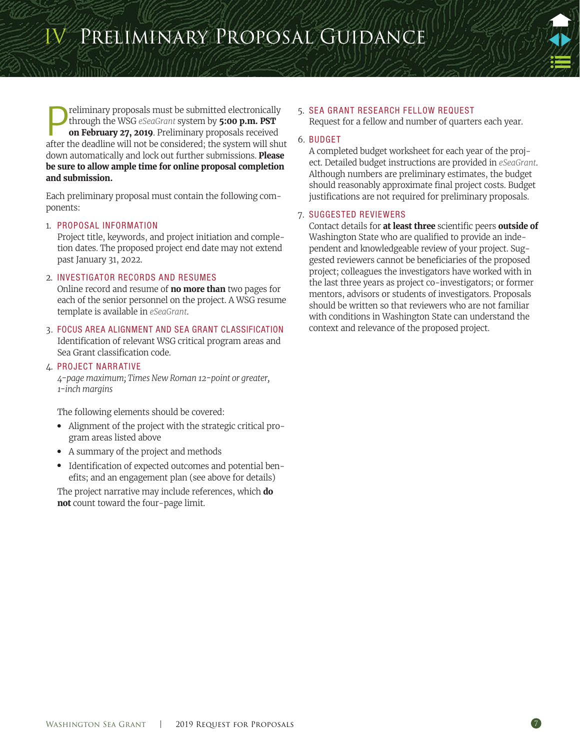# IV Preliminary Proposal Guidance

Preliminary proposals must be submitted electronically through the WSG *eSeaGrant* system by **5:00 p.m. PST on February 27, 2019**. Preliminary proposals received after the deadline will not be considered; the system will shut down automatically and lock out further submissions. **Please be sure to allow ample time for online proposal completion and submission.**

Each preliminary proposal must contain the following components:

1. **PROPOSAL INFORMATION**
   Project title, keywords, and project initiation and completion dates. The proposed project end date may not extend past January 31, 2022.

2. **INVESTIGATOR RECORDS AND RESUMES**
   Online record and resume of **no more than** two pages for each of the senior personnel on the project. A WSG resume template is available in *eSeaGrant*.

3. **FOCUS AREA ALIGNMENT AND SEA GRANT CLASSIFICATION**
   Identification of relevant WSG critical program areas and Sea Grant classification code.

4. **PROJECT NARRATIVE**
   *4-page maximum; Times New Roman 12-point or greater, 1-inch margins*

   The following elements should be covered:

   - Alignment of the project with the strategic critical program areas listed above
   - A summary of the project and methods
   - Identification of expected outcomes and potential benefits; and an engagement plan (see above for details)

   The project narrative may include references, which **do not** count toward the four-page limit.

5. **SEA GRANT RESEARCH FELLOW REQUEST**
   Request for a fellow and number of quarters each year.

6. **BUDGET**
   A completed budget worksheet for each year of the project. Detailed budget instructions are provided in *eSeaGrant*. Although numbers are preliminary estimates, the budget should reasonably approximate final project costs. Budget justifications are not required for preliminary proposals.

7. **SUGGESTED REVIEWERS**
   Contact details for **at least three** scientific peers **outside of** Washington State who are qualified to provide an independent and knowledgeable review of your project. Suggested reviewers cannot be beneficiaries of the proposed project; colleagues the investigators have worked with in the last three years as project co-investigators; or former mentors, advisors or students of investigators. Proposals should be written so that reviewers who are not familiar with conditions in Washington State can understand the context and relevance of the proposed project.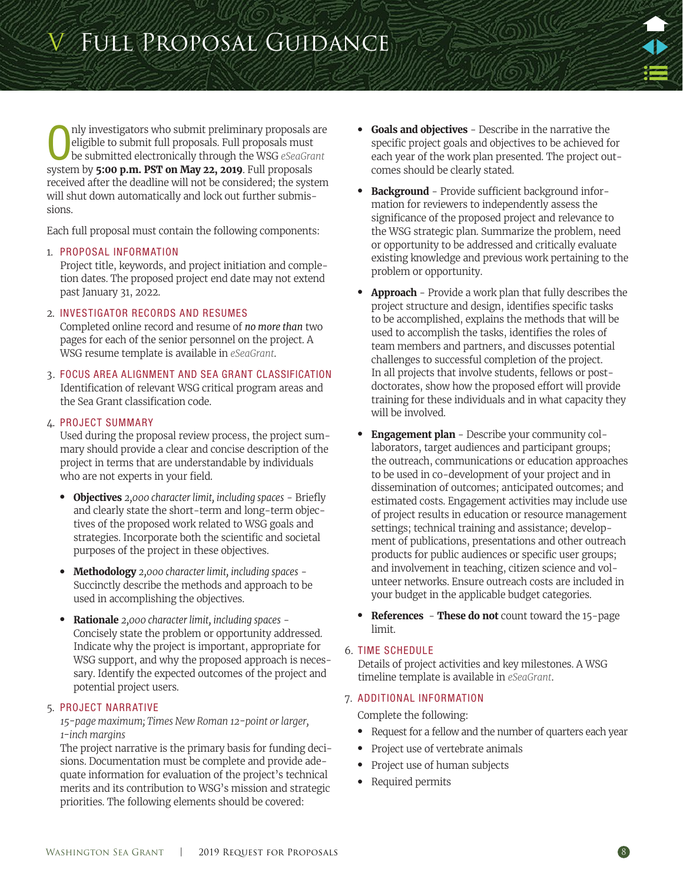# V Full Proposal Guidance

Only investigators who submit preliminary proposals are eligible to submit full proposals. Full proposals must be submitted electronically through the WSG *eSeaGrant* system by **5:00 p.m. PST on May 22, 2019**. Full proposals received after the deadline will not be considered; the system will shut down automatically and lock out further submissions.

Each full proposal must contain the following components:

1. PROPOSAL INFORMATION
   Project title, keywords, and project initiation and completion dates. The proposed project end date may not extend past January 31, 2022.

2. INVESTIGATOR RECORDS AND RESUMES
   Completed online record and resume of *no more than* two pages for each of the senior personnel on the project. A WSG resume template is available in *eSeaGrant*.

3. FOCUS AREA ALIGNMENT AND SEA GRANT CLASSIFICATION
   Identification of relevant WSG critical program areas and the Sea Grant classification code.

4. PROJECT SUMMARY
   Used during the proposal review process, the project summary should provide a clear and concise description of the project in terms that are understandable by individuals who are not experts in your field.

   - **Objectives** *2,000 character limit, including spaces* - Briefly and clearly state the short-term and long-term objectives of the proposed work related to WSG goals and strategies. Incorporate both the scientific and societal purposes of the project in these objectives.
   - **Methodology** *2,000 character limit, including spaces* - Succinctly describe the methods and approach to be used in accomplishing the objectives.
   - **Rationale** *2,000 character limit, including spaces* - Concisely state the problem or opportunity addressed. Indicate why the project is important, appropriate for WSG support, and why the proposed approach is necessary. Identify the expected outcomes of the project and potential project users.

5. PROJECT NARRATIVE
   *15-page maximum; Times New Roman 12-point or larger, 1-inch margins*
   The project narrative is the primary basis for funding decisions. Documentation must be complete and provide adequate information for evaluation of the project's technical merits and its contribution to WSG's mission and strategic priorities. The following elements should be covered:

   - **Goals and objectives** - Describe in the narrative the specific project goals and objectives to be achieved for each year of the work plan presented. The project outcomes should be clearly stated.
   - **Background** - Provide sufficient background information for reviewers to independently assess the significance of the proposed project and relevance to the WSG strategic plan. Summarize the problem, need or opportunity to be addressed and critically evaluate existing knowledge and previous work pertaining to the problem or opportunity.
   - **Approach** - Provide a work plan that fully describes the project structure and design, identifies specific tasks to be accomplished, explains the methods that will be used to accomplish the tasks, identifies the roles of team members and partners, and discusses potential challenges to successful completion of the project.
     In all projects that involve students, fellows or post-doctorates, show how the proposed effort will provide training for these individuals and in what capacity they will be involved.
   - **Engagement plan** - Describe your community collaborators, target audiences and participant groups; the outreach, communications or education approaches to be used in co-development of your project and in dissemination of outcomes; anticipated outcomes; and estimated costs. Engagement activities may include use of project results in education or resource management settings; technical training and assistance; development of publications, presentations and other outreach products for public audiences or specific user groups; and involvement in teaching, citizen science and volunteer networks. Ensure outreach costs are included in your budget in the applicable budget categories.
   - **References** - **These do not** count toward the 15-page limit.

6. TIME SCHEDULE
   Details of project activities and key milestones. A WSG timeline template is available in *eSeaGrant*.

7. ADDITIONAL INFORMATION
   Complete the following:

   - Request for a fellow and the number of quarters each year
   - Project use of vertebrate animals
   - Project use of human subjects
   - Required permits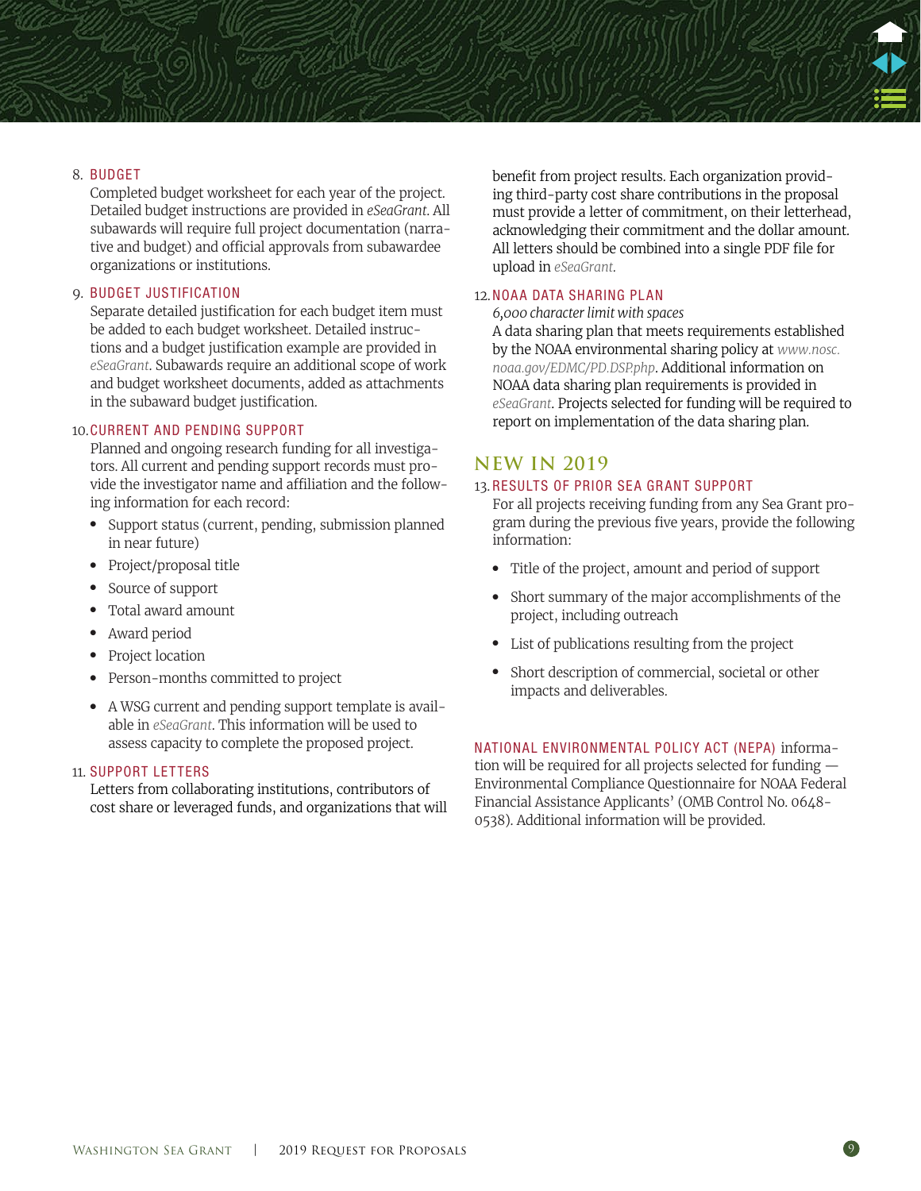8. **BUDGET**

   Completed budget worksheet for each year of the project. Detailed budget instructions are provided in *eSeaGrant*. All subawards will require full project documentation (narrative and budget) and official approvals from subawardee organizations or institutions.

9. **BUDGET JUSTIFICATION**

   Separate detailed justification for each budget item must be added to each budget worksheet. Detailed instructions and a budget justification example are provided in *eSeaGrant*. Subawards require an additional scope of work and budget worksheet documents, added as attachments in the subaward budget justification.

10. **CURRENT AND PENDING SUPPORT**

    Planned and ongoing research funding for all investigators. All current and pending support records must provide the investigator name and affiliation and the following information for each record:

    - Support status (current, pending, submission planned in near future)
    - Project/proposal title
    - Source of support
    - Total award amount
    - Award period
    - Project location
    - Person-months committed to project
    - A WSG current and pending support template is available in *eSeaGrant*. This information will be used to assess capacity to complete the proposed project.

11. **SUPPORT LETTERS**

    Letters from collaborating institutions, contributors of cost share or leveraged funds, and organizations that will benefit from project results. Each organization providing third-party cost share contributions in the proposal must provide a letter of commitment, on their letterhead, acknowledging their commitment and the dollar amount. All letters should be combined into a single PDF file for upload in *eSeaGrant*.

12. **NOAA DATA SHARING PLAN**

    *6,000 character limit with spaces*

    A data sharing plan that meets requirements established by the NOAA environmental sharing policy at *www.nosc.noaa.gov/EDMC/PD.DSP.php*. Additional information on NOAA data sharing plan requirements is provided in *eSeaGrant*. Projects selected for funding will be required to report on implementation of the data sharing plan.

## NEW IN 2019

13. **RESULTS OF PRIOR SEA GRANT SUPPORT**

    For all projects receiving funding from any Sea Grant program during the previous five years, provide the following information:

    - Title of the project, amount and period of support
    - Short summary of the major accomplishments of the project, including outreach
    - List of publications resulting from the project
    - Short description of commercial, societal or other impacts and deliverables.

**NATIONAL ENVIRONMENTAL POLICY ACT (NEPA)** information will be required for all projects selected for funding — Environmental Compliance Questionnaire for NOAA Federal Financial Assistance Applicants' (OMB Control No. 0648-0538). Additional information will be provided.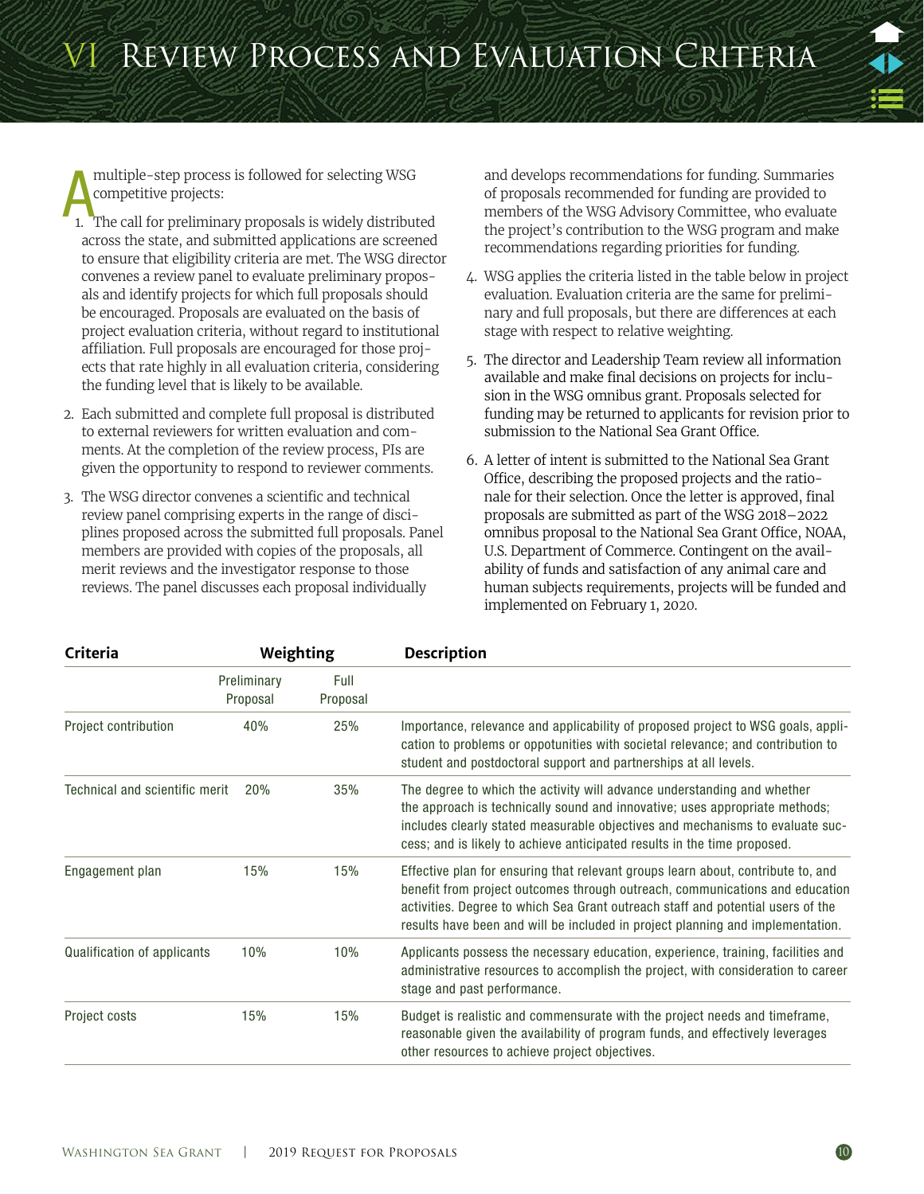# VI Review Process and Evaluation Criteria

A multiple-step process is followed for selecting WSG competitive projects:

1. The call for preliminary proposals is widely distributed across the state, and submitted applications are screened to ensure that eligibility criteria are met. The WSG director convenes a review panel to evaluate preliminary proposals and identify projects for which full proposals should be encouraged. Proposals are evaluated on the basis of project evaluation criteria, without regard to institutional affiliation. Full proposals are encouraged for those projects that rate highly in all evaluation criteria, considering the funding level that is likely to be available.
2. Each submitted and complete full proposal is distributed to external reviewers for written evaluation and comments. At the completion of the review process, PIs are given the opportunity to respond to reviewer comments.
3. The WSG director convenes a scientific and technical review panel comprising experts in the range of disciplines proposed across the submitted full proposals. Panel members are provided with copies of the proposals, all merit reviews and the investigator response to those reviews. The panel discusses each proposal individually and develops recommendations for funding. Summaries of proposals recommended for funding are provided to members of the WSG Advisory Committee, who evaluate the project's contribution to the WSG program and make recommendations regarding priorities for funding.
4. WSG applies the criteria listed in the table below in project evaluation. Evaluation criteria are the same for preliminary and full proposals, but there are differences at each stage with respect to relative weighting.
5. The director and Leadership Team review all information available and make final decisions on projects for inclusion in the WSG omnibus grant. Proposals selected for funding may be returned to applicants for revision prior to submission to the National Sea Grant Office.
6. A letter of intent is submitted to the National Sea Grant Office, describing the proposed projects and the rationale for their selection. Once the letter is approved, final proposals are submitted as part of the WSG 2018–2022 omnibus proposal to the National Sea Grant Office, NOAA, U.S. Department of Commerce. Contingent on the availability of funds and satisfaction of any animal care and human subjects requirements, projects will be funded and implemented on February 1, 2020.

| Criteria | Weighting | | Description |
|---|---|---|---|
| | Preliminary Proposal | Full Proposal | |
| Project contribution | 40% | 25% | Importance, relevance and applicability of proposed project to WSG goals, application to problems or oppotunities with societal relevance; and contribution to student and postdoctoral support and partnerships at all levels. |
| Technical and scientific merit | 20% | 35% | The degree to which the activity will advance understanding and whether the approach is technically sound and innovative; uses appropriate methods; includes clearly stated measurable objectives and mechanisms to evaluate success; and is likely to achieve anticipated results in the time proposed. |
| Engagement plan | 15% | 15% | Effective plan for ensuring that relevant groups learn about, contribute to, and benefit from project outcomes through outreach, communications and education activities. Degree to which Sea Grant outreach staff and potential users of the results have been and will be included in project planning and implementation. |
| Qualification of applicants | 10% | 10% | Applicants possess the necessary education, experience, training, facilities and administrative resources to accomplish the project, with consideration to career stage and past performance. |
| Project costs | 15% | 15% | Budget is realistic and commensurate with the project needs and timeframe, reasonable given the availability of program funds, and effectively leverages other resources to achieve project objectives. |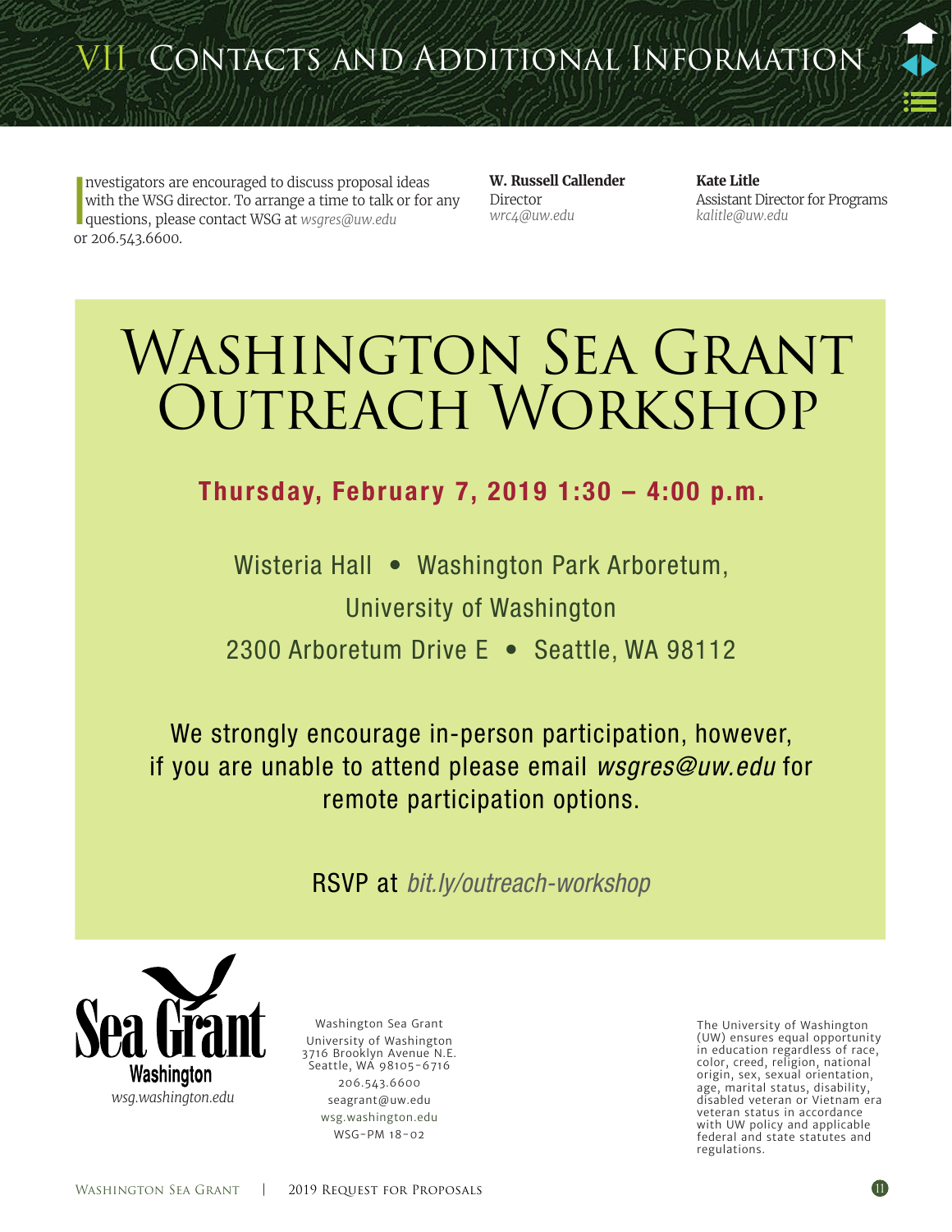# VII Contacts and Additional Information

Investigators are encouraged to discuss proposal ideas with the WSG director. To arrange a time to talk or for any questions, please contact WSG at *wsgres@uw.edu* or 206.543.6600.

**W. Russell Callender**
Director
*wrc4@uw.edu*

**Kate Litle**
Assistant Director for Programs
*kalitle@uw.edu*

## Washington Sea Grant Outreach Workshop

**Thursday, February 7, 2019 1:30 – 4:00 p.m.**

Wisteria Hall • Washington Park Arboretum,
University of Washington
2300 Arboretum Drive E • Seattle, WA 98112

We strongly encourage in-person participation, however, if you are unable to attend please email *wsgres@uw.edu* for remote participation options.

RSVP at *bit.ly/outreach-workshop*

Sea Grant Washington
*wsg.washington.edu*

Washington Sea Grant
University of Washington
3716 Brooklyn Avenue N.E.
Seattle, WA 98105-6716
206.543.6600
seagrant@uw.edu
wsg.washington.edu
WSG-PM 18-02

The University of Washington (UW) ensures equal opportunity in education regardless of race, color, creed, religion, national origin, sex, sexual orientation, age, marital status, disability, disabled veteran or Vietnam era veteran status in accordance with UW policy and applicable federal and state statutes and regulations.